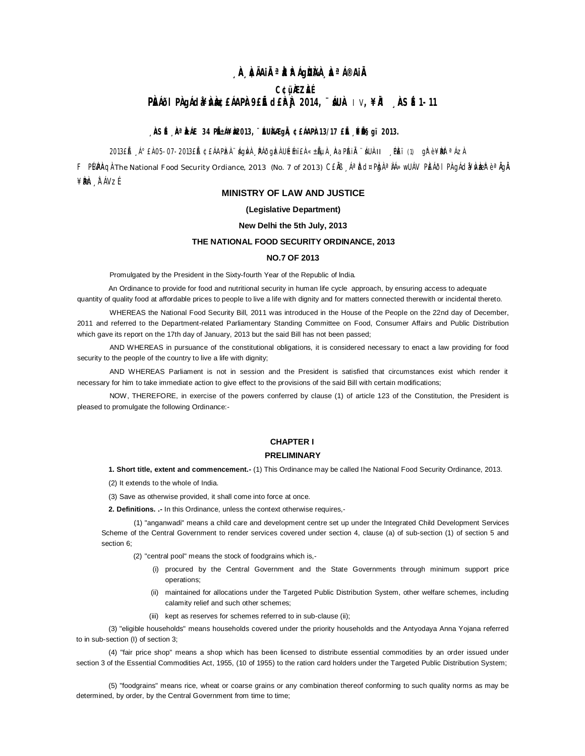¸À¸ÀzÀÃAiÀÄ ªÀåªÀºÁgÀUÀ¼À ¸ÀaªÁ®AiÀÄ

C¢ü¸ÀÆZÀ£É

PÀ£ÁðlPÀ gÁdå¥ÀvÀæ ¢£ÁAPÀ: 9£Éà d£ÀªÀj 2014, ¨sÁUÀ-IV, ¥ÀÄl ¸ÀASÉå 1-11

¸ÀASÉå ¸ÀªÀåE 34 PÉñÁ¥Àæ 2013, ¨ÉAUÀ¼ÀÆgÀÄ, ¢£ÁAPÀ 13/17 £ÀªÉA§gï 2013.

2013£Éà ¸Á°£À 05-07-2013£Éà ¢£ÁAPÀzÀ ¨sÁgÀvÀ ¸ÀPÁðgÀzÀ UÉeÉmï£À «±ÉÃµÀ ¸ÀAaPÉAiÀÄ ¨sÁUÀ-II ¸ÉPÀë£ï (1) gÀ°è ¥ÀæPÀn¸À¯ÁzÀ F PɼÀPÀAqÀ The National Food Security Ordiance, 2013 (No. 7 of 2013) C£ÀÄß ¸ÁªÀðd¤PÀgÀ ªÀiÁ»wUÁV PÀ£ÁðlPÀ gÁdå¥ÀvÀæzÀ°è ªÀÄgÀÄ ¥ÀæPÀn¸À¯ÁVzÉ

## MINISTRY OF LAW AND JUSTICE

**(Legislative Department)**

**New Delhi the 5th July, 2013**

**THE NATIONAL FOOD SECURITY ORDINANCE, 2013**

**NO.7 OF 2013**

Promulgated by the President in the Sixty-fourth Year of the Republic of India.

An Ordinance to provide for food and nutritional security in human life cycle approach, by ensuring access to adequate quantity of quality food at affordable prices to people to live a life with dignity and for matters connected therewith or incidental thereto.

WHEREAS the National Food Security Bill, 2011 was introduced in the House of the People on the 22nd day of December, 2011 and referred to the Department-related Parliamentary Standing Committee on Food, Consumer Affairs and Public Distribution which gave its report on the 17th day of January, 2013 but the said Bill has not been passed;

AND WHEREAS in pursuance of the constitutional obligations, it is considered necessary to enact a law providing for food security to the people of the country to live a life with dignity;

AND WHEREAS Parliament is not in session and the President is satisfied that circumstances exist which render it necessary for him to take immediate action to give effect to the provisions of the said Bill with certain modifications;

NOW, THEREFORE, in exercise of the powers conferred by clause (1) of article 123 of the Constitution, the President is pleased to promulgate the following Ordinance:-

### CHAPTER I

### PRELIMINARY

**1. Short title, extent and commencement.-** (1) This Ordinance may be called Ihe National Food Security Ordinance, 2013.

(2) It extends to the whole of India.

(3) Save as otherwise provided, it shall come into force at once.

**2. Definitions. .-** In this Ordinance, unless the context otherwise requires,-

(1) "anganwadi" means a child care and development centre set up under the Integrated Child Development Services Scheme of the Central Government to render services covered under section 4, clause (a) of sub-section (1) of section 5 and section 6;

(2) "central pool" means the stock of foodgrains which is,-

(i) procured by the Central Government and the State Governments through minimum support price operations;

(ii) maintained for allocations under the Targeted Public Distribution System, other welfare schemes, including calamity relief and such other schemes;

(iii) kept as reserves for schemes referred to in sub-clause (ii);

(3) "eligible households" means households covered under the priority households and the Antyodaya Anna Yojana referred to in sub-section (l) of section 3;

(4) "fair price shop" means a shop which has been licensed to distribute essential commodities by an order issued under section 3 of the Essential Commodities Act, 1955, (10 of 1955) to the ration card holders under the Targeted Public Distribution System;

(5) "foodgrains" means rice, wheat or coarse grains or any combination thereof conforming to such quality norms as may be determined, by order, by the Central Government from time to time;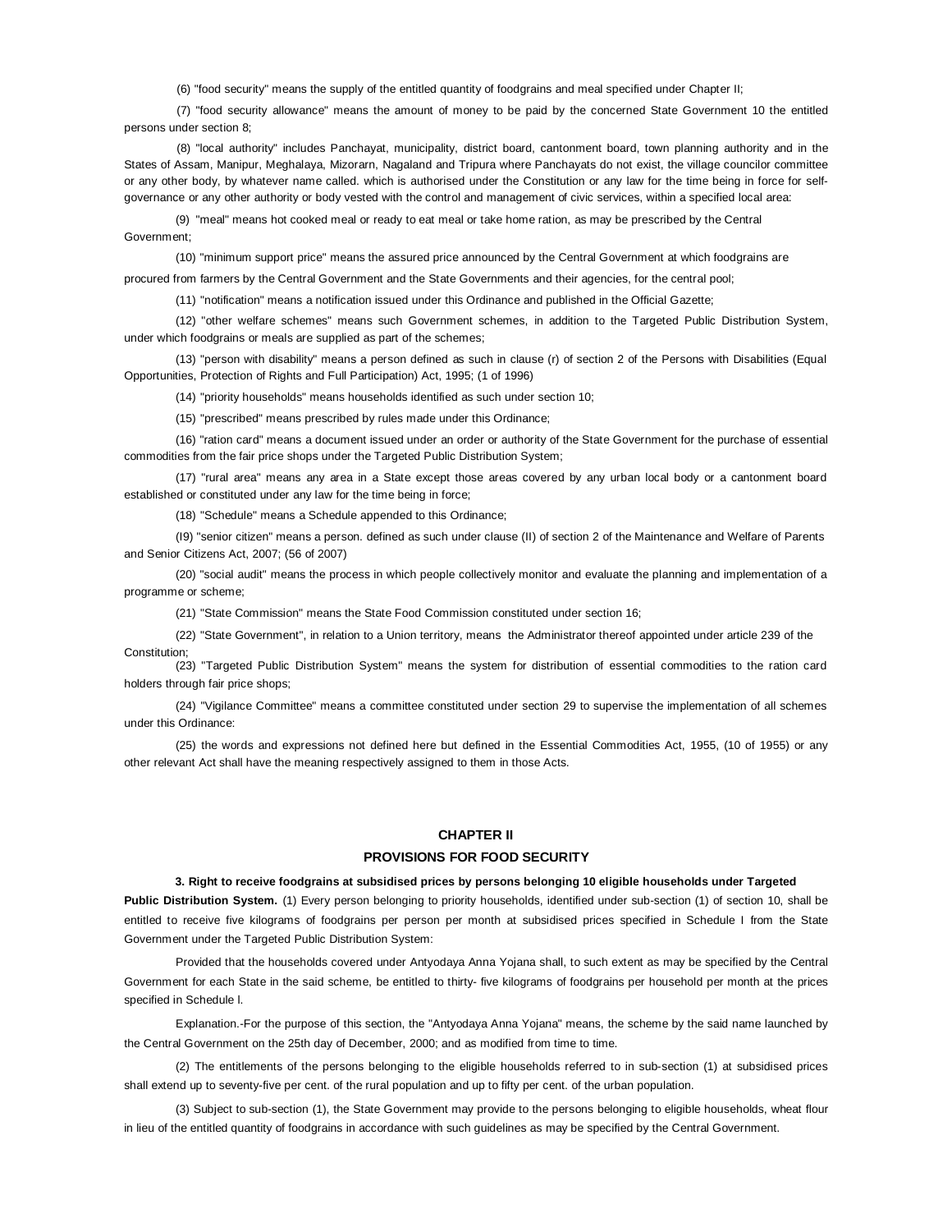(6) "food security" means the supply of the entitled quantity of foodgrains and meal specified under Chapter II;

(7) "food security allowance" means the amount of money to be paid by the concerned State Government 10 the entitled persons under section 8;

(8) "local authority" includes Panchayat, municipality, district board, cantonment board, town planning authority and in the States of Assam, Manipur, Meghalaya, Mizorarn, Nagaland and Tripura where Panchayats do not exist, the village councilor committee or any other body, by whatever name called. which is authorised under the Constitution or any law for the time being in force for self-governance or any other authority or body vested with the control and management of civic services, within a specified local area:

(9) "meal" means hot cooked meal or ready to eat meal or take home ration, as may be prescribed by the Central Government;

(10) "minimum support price" means the assured price announced by the Central Government at which foodgrains are procured from farmers by the Central Government and the State Governments and their agencies, for the central pool;

(11) "notification" means a notification issued under this Ordinance and published in the Official Gazette;

(12) "other welfare schemes" means such Government schemes, in addition to the Targeted Public Distribution System, under which foodgrains or meals are supplied as part of the schemes;

(13) "person with disability" means a person defined as such in clause (r) of section 2 of the Persons with Disabilities (Equal Opportunities, Protection of Rights and Full Participation) Act, 1995; (1 of 1996)

(14) "priority households" means households identified as such under section 10;

(15) "prescribed" means prescribed by rules made under this Ordinance;

(16) "ration card" means a document issued under an order or authority of the State Government for the purchase of essential commodities from the fair price shops under the Targeted Public Distribution System;

(17) "rural area" means any area in a State except those areas covered by any urban local body or a cantonment board established or constituted under any law for the time being in force;

(18) "Schedule" means a Schedule appended to this Ordinance;

(I9) "senior citizen" means a person. defined as such under clause (II) of section 2 of the Maintenance and Welfare of Parents and Senior Citizens Act, 2007; (56 of 2007)

(20) "social audit" means the process in which people collectively monitor and evaluate the planning and implementation of a programme or scheme;

(21) "State Commission" means the State Food Commission constituted under section 16;

(22) "State Government", in relation to a Union territory, means the Administrator thereof appointed under article 239 of the Constitution;

(23) "Targeted Public Distribution System" means the system for distribution of essential commodities to the ration card holders through fair price shops;

(24) "Vigilance Committee" means a committee constituted under section 29 to supervise the implementation of all schemes under this Ordinance:

(25) the words and expressions not defined here but defined in the Essential Commodities Act, 1955, (10 of 1955) or any other relevant Act shall have the meaning respectively assigned to them in those Acts.

## CHAPTER II

## PROVISIONS FOR FOOD SECURITY

**3. Right to receive foodgrains at subsidised prices by persons belonging 10 eligible households under Targeted Public Distribution System.** (1) Every person belonging to priority households, identified under sub-section (1) of section 10, shall be entitled to receive five kilograms of foodgrains per person per month at subsidised prices specified in Schedule I from the State Government under the Targeted Public Distribution System:

Provided that the households covered under Antyodaya Anna Yojana shall, to such extent as may be specified by the Central Government for each State in the said scheme, be entitled to thirty- five kilograms of foodgrains per household per month at the prices specified in Schedule I.

Explanation.-For the purpose of this section, the "Antyodaya Anna Yojana" means, the scheme by the said name launched by the Central Government on the 25th day of December, 2000; and as modified from time to time.

(2) The entitlements of the persons belonging to the eligible households referred to in sub-section (1) at subsidised prices shall extend up to seventy-five per cent. of the rural population and up to fifty per cent. of the urban population.

(3) Subject to sub-section (1), the State Government may provide to the persons belonging to eligible households, wheat flour in lieu of the entitled quantity of foodgrains in accordance with such guidelines as may be specified by the Central Government.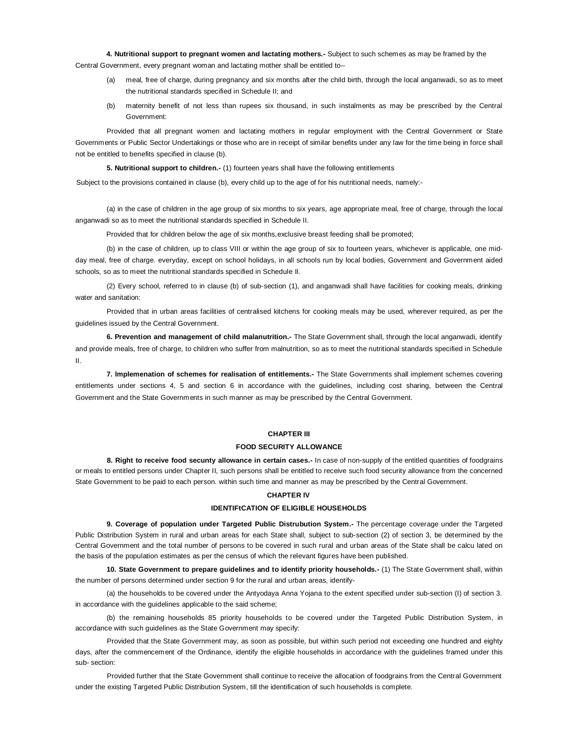**4. Nutritional support to pregnant women and lactating mothers.-** Subject to such schemes as may be framed by the Central Government, every pregnant woman and lactating mother shall be entitled to--

(a) meal, free of charge, during pregnancy and six months after the child birth, through the local anganwadi, so as to meet the nutritional standards specified in Schedule II; and

(b) maternity benefit of not less than rupees six thousand, in such instalments as may be prescribed by the Central Government:

Provided that all pregnant women and lactating mothers in regular employment with the Central Government or State Governments or Public Sector Undertakings or those who are in receipt of similar benefits under any law for the time being in force shall not be entitled to benefits specified in clause (b).

**5. Nutritional support to children.-** (1) fourteen years shall have the following entitlements

Subject to the provisions contained in clause (b), every child up to the age of for his nutritional needs, namely:-

(a) in the case of children in the age group of six months to six years, age appropriate meal, free of charge, through the local anganwadi so as to meet the nutritional standards specified in Schedule II.

Provided that for children below the age of six months, exclusive breast feeding shall be promoted;

(b) in the case of children, up to class VIII or within the age group of six to fourteen years, whichever is applicable, one mid-day meal, free of charge. everyday, except on school holidays, in all schools run by local bodies, Government and Government aided schools, so as to meet the nutritional standards specified in Schedule II.

(2) Every school, referred to in clause (b) of sub-section (1), and anganwadi shall have facilities for cooking meals, drinking water and sanitation:

Provided that in urban areas facilities of centralised kitchens for cooking meals may be used, wherever required, as per the guidelines issued by the Central Government.

**6. Prevention and management of child malanutrition.-** The State Government shall, through the local anganwadi, identify and provide meals, free of charge, to children who suffer from malnutrition, so as to meet the nutritional standards specified in Schedule II.

**7. Implemenation of schemes for realisation of entitlements.-** The State Governments shall implement schemes covering entitlements under sections 4, 5 and section 6 in accordance with the guidelines, including cost sharing, between the Central Government and the State Governments in such manner as may be prescribed by the Central Government.

## CHAPTER III

## FOOD SECURITY ALLOWANCE

**8. Right to receive food secunty allowance in certain cases.-** In case of non-supply of the entitled quantities of foodgrains or meals to entitled persons under Chapter II, such persons shall be entitled to receive such food security allowance from the concerned State Government to be paid to each person. within such time and manner as may be prescribed by the Central Government.

## CHAPTER IV

## IDENTIFtCATION OF ELIGIBLE HOUSEHOLDS

**9. Coverage of population under Targeted Public Distrubution System.-** The percentage coverage under the Targeted Public Distribution System in rural and urban areas for each State shall, subject to sub-section (2) of section 3, be determined by the Central Government and the total number of persons to be covered in such rural and urban areas of the State shall be calcu lated on the basis of the population estimates as per the census of which the relevant figures have been published.

**10. State Government to prepare guidelines and to identify priority households.-** (1) The State Government shall, within the number of persons determined under section 9 for the rural and urban areas, identify-

(a) the households to be covered under the Antyodaya Anna Yojana to the extent specified under sub-section (I) of section 3. in accordance with the guidelines applicable to the said scheme;

(b) the remaining households 85 priority households to be covered under the Targeted Public Distribution System, in accordance with such guidelines as the State Government may specify:

Provided that the State Government may, as soon as possible, but within such period not exceeding one hundred and eighty days, after the commencement of the Ordinance, identify the eligible households in accordance with the guidelines framed under this sub- section:

Provided further that the State Government shall continue to receive the allocation of foodgrains from the Central Government under the existing Targeted Public Distribution System, till the identification of such households is complete.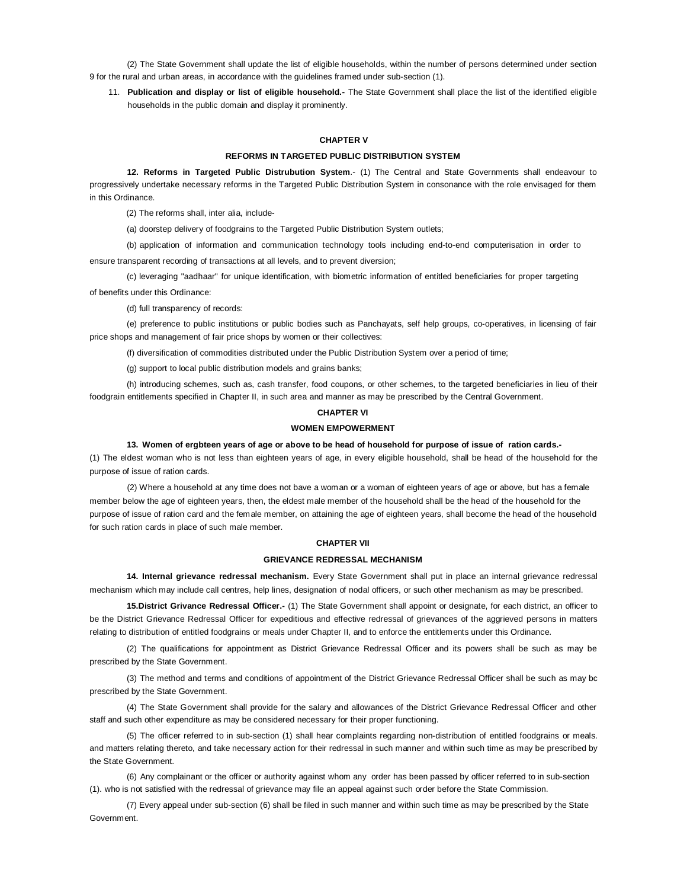(2) The State Government shall update the list of eligible households, within the number of persons determined under section 9 for the rural and urban areas, in accordance with the guidelines framed under sub-section (1).

11. **Publication and display or list of eligible household.-** The State Government shall place the list of the identified eligible households in the public domain and display it prominently.

## CHAPTER V

## REFORMS IN TARGETED PUBLIC DISTRIBUTION SYSTEM

**12. Reforms in Targeted Public Distrubution System**.- (1) The Central and State Governments shall endeavour to progressively undertake necessary reforms in the Targeted Public Distribution System in consonance with the role envisaged for them in this Ordinance.

(2) The reforms shall, inter alia, include-

(a) doorstep delivery of foodgrains to the Targeted Public Distribution System outlets;

(b) application of information and communication technology tools including end-to-end computerisation in order to ensure transparent recording of transactions at all levels, and to prevent diversion;

(c) leveraging "aadhaar" for unique identification, with biometric information of entitled beneficiaries for proper targeting of benefits under this Ordinance:

(d) full transparency of records:

(e) preference to public institutions or public bodies such as Panchayats, self help groups, co-operatives, in licensing of fair price shops and management of fair price shops by women or their collectives:

(f) diversification of commodities distributed under the Public Distribution System over a period of time;

(g) support to local public distribution models and grains banks;

(h) introducing schemes, such as, cash transfer, food coupons, or other schemes, to the targeted beneficiaries in lieu of their foodgrain entitlements specified in Chapter II, in such area and manner as may be prescribed by the Central Government.

## CHAPTER VI

## WOMEN EMPOWERMENT

**13. Women of ergbteen years of age or above to be head of household for purpose of issue of ration cards.-**

(1) The eldest woman who is not less than eighteen years of age, in every eligible household, shall be head of the household for the purpose of issue of ration cards.

(2) Where a household at any time does not bave a woman or a woman of eighteen years of age or above, but has a female member below the age of eighteen years, then, the eldest male member of the household shall be the head of the household for the purpose of issue of ration card and the female member, on attaining the age of eighteen years, shall become the head of the household for such ration cards in place of such male member.

## CHAPTER VII

## GRIEVANCE REDRESSAL MECHANISM

**14. Internal grievance redressal mechanism.** Every State Government shall put in place an internal grievance redressal mechanism which may include call centres, help lines, designation of nodal officers, or such other mechanism as may be prescribed.

**15.District Grivance Redressal Officer.-** (1) The State Government shall appoint or designate, for each district, an officer to be the District Grievance Redressal Officer for expeditious and effective redressal of grievances of the aggrieved persons in matters relating to distribution of entitled foodgrains or meals under Chapter II, and to enforce the entitlements under this Ordinance.

(2) The qualifications for appointment as District Grievance Redressal Officer and its powers shall be such as may be prescribed by the State Government.

(3) The method and terms and conditions of appointment of the District Grievance Redressal Officer shall be such as may bc prescribed by the State Government.

(4) The State Government shall provide for the salary and allowances of the District Grievance Redressal Officer and other staff and such other expenditure as may be considered necessary for their proper functioning.

(5) The officer referred to in sub-section (1) shall hear complaints regarding non-distribution of entitled foodgrains or meals. and matters relating thereto, and take necessary action for their redressal in such manner and within such time as may be prescribed by the State Government.

(6) Any complainant or the officer or authority against whom any order has been passed by officer referred to in sub-section (1). who is not satisfied with the redressal of grievance may file an appeal against such order before the State Commission.

(7) Every appeal under sub-section (6) shall be filed in such manner and within such time as may be prescribed by the State Government.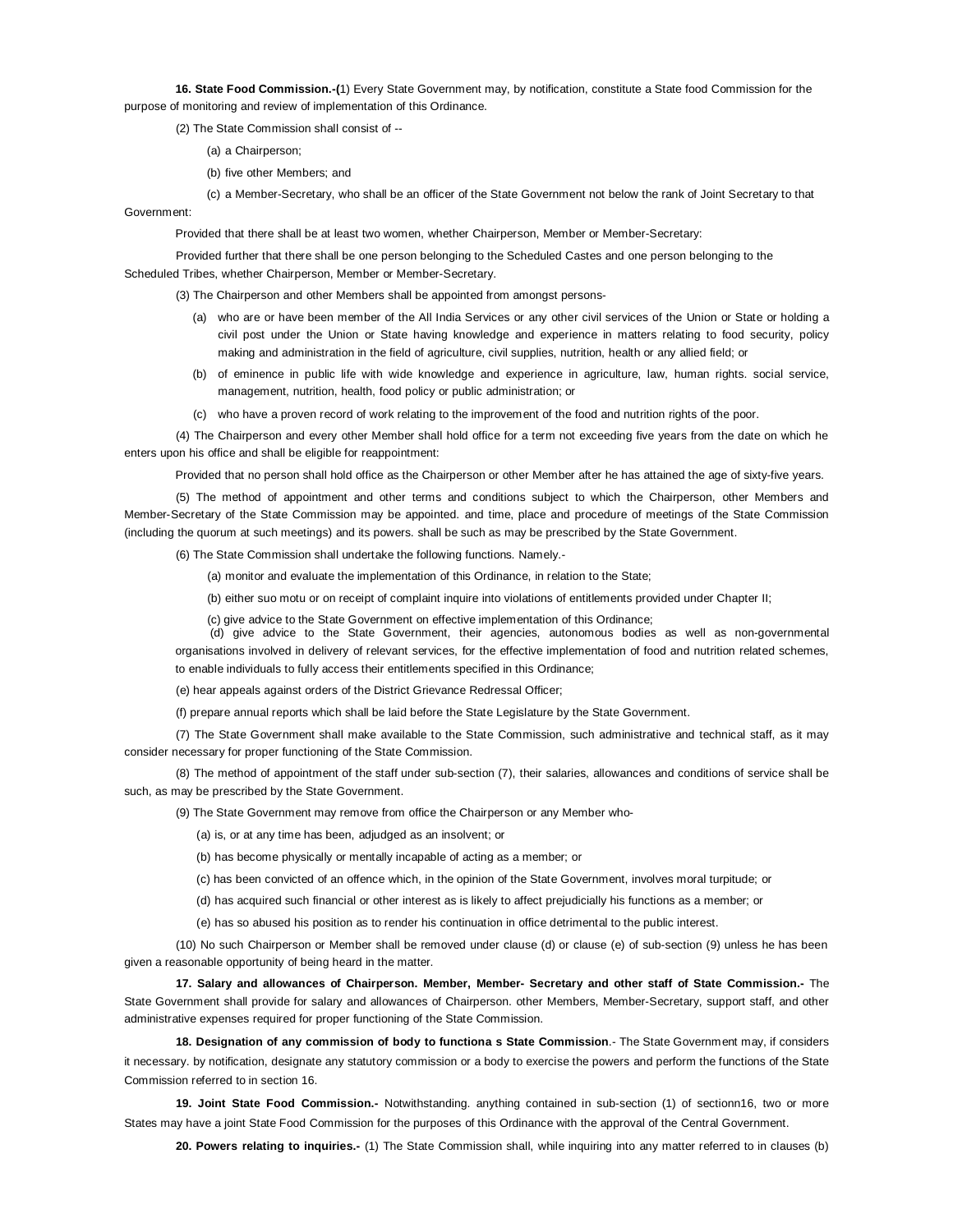**16. State Food Commission.-(**1) Every State Government may, by notification, constitute a State food Commission for the purpose of monitoring and review of implementation of this Ordinance.

(2) The State Commission shall consist of --

(a) a Chairperson;

(b) five other Members; and

(c) a Member-Secretary, who shall be an officer of the State Government not below the rank of Joint Secretary to that Government:

Provided that there shall be at least two women, whether Chairperson, Member or Member-Secretary:

Provided further that there shall be one person belonging to the Scheduled Castes and one person belonging to the Scheduled Tribes, whether Chairperson, Member or Member-Secretary.

(3) The Chairperson and other Members shall be appointed from amongst persons-

(a) who are or have been member of the All India Services or any other civil services of the Union or State or holding a civil post under the Union or State having knowledge and experience in matters relating to food security, policy making and administration in the field of agriculture, civil supplies, nutrition, health or any allied field; or

(b) of eminence in public life with wide knowledge and experience in agriculture, law, human rights. social service, management, nutrition, health, food policy or public administration; or

(c) who have a proven record of work relating to the improvement of the food and nutrition rights of the poor.

(4) The Chairperson and every other Member shall hold office for a term not exceeding five years from the date on which he enters upon his office and shall be eligible for reappointment:

Provided that no person shall hold office as the Chairperson or other Member after he has attained the age of sixty-five years.

(5) The method of appointment and other terms and conditions subject to which the Chairperson, other Members and Member-Secretary of the State Commission may be appointed. and time, place and procedure of meetings of the State Commission (including the quorum at such meetings) and its powers. shall be such as may be prescribed by the State Government.

(6) The State Commission shall undertake the following functions. Namely.-

(a) monitor and evaluate the implementation of this Ordinance, in relation to the State;

(b) either suo motu or on receipt of complaint inquire into violations of entitlements provided under Chapter II;

(c) give advice to the State Government on effective implementation of this Ordinance;

(d) give advice to the State Government, their agencies, autonomous bodies as well as non-governmental organisations involved in delivery of relevant services, for the effective implementation of food and nutrition related schemes, to enable individuals to fully access their entitlements specified in this Ordinance;

(e) hear appeals against orders of the District Grievance Redressal Officer;

(f) prepare annual reports which shall be laid before the State Legislature by the State Government.

(7) The State Government shall make available to the State Commission, such administrative and technical staff, as it may consider necessary for proper functioning of the State Commission.

(8) The method of appointment of the staff under sub-section (7), their salaries, allowances and conditions of service shall be such, as may be prescribed by the State Government.

(9) The State Government may remove from office the Chairperson or any Member who-

(a) is, or at any time has been, adjudged as an insolvent; or

(b) has become physically or mentally incapable of acting as a member; or

(c) has been convicted of an offence which, in the opinion of the State Government, involves moral turpitude; or

(d) has acquired such financial or other interest as is likely to affect prejudicially his functions as a member; or

(e) has so abused his position as to render his continuation in office detrimental to the public interest.

(10) No such Chairperson or Member shall be removed under clause (d) or clause (e) of sub-section (9) unless he has been given a reasonable opportunity of being heard in the matter.

**17. Salary and allowances of Chairperson. Member, Member- Secretary and other staff of State Commission.-** The State Government shall provide for salary and allowances of Chairperson. other Members, Member-Secretary, support staff, and other administrative expenses required for proper functioning of the State Commission.

**18. Designation of any commission of body to functiona s State Commission**.- The State Government may, if considers it necessary. by notification, designate any statutory commission or a body to exercise the powers and perform the functions of the State Commission referred to in section 16.

**19. Joint State Food Commission.-** Notwithstanding. anything contained in sub-section (1) of sectionn16, two or more States may have a joint State Food Commission for the purposes of this Ordinance with the approval of the Central Government.

**20. Powers relating to inquiries.-** (1) The State Commission shall, while inquiring into any matter referred to in clauses (b)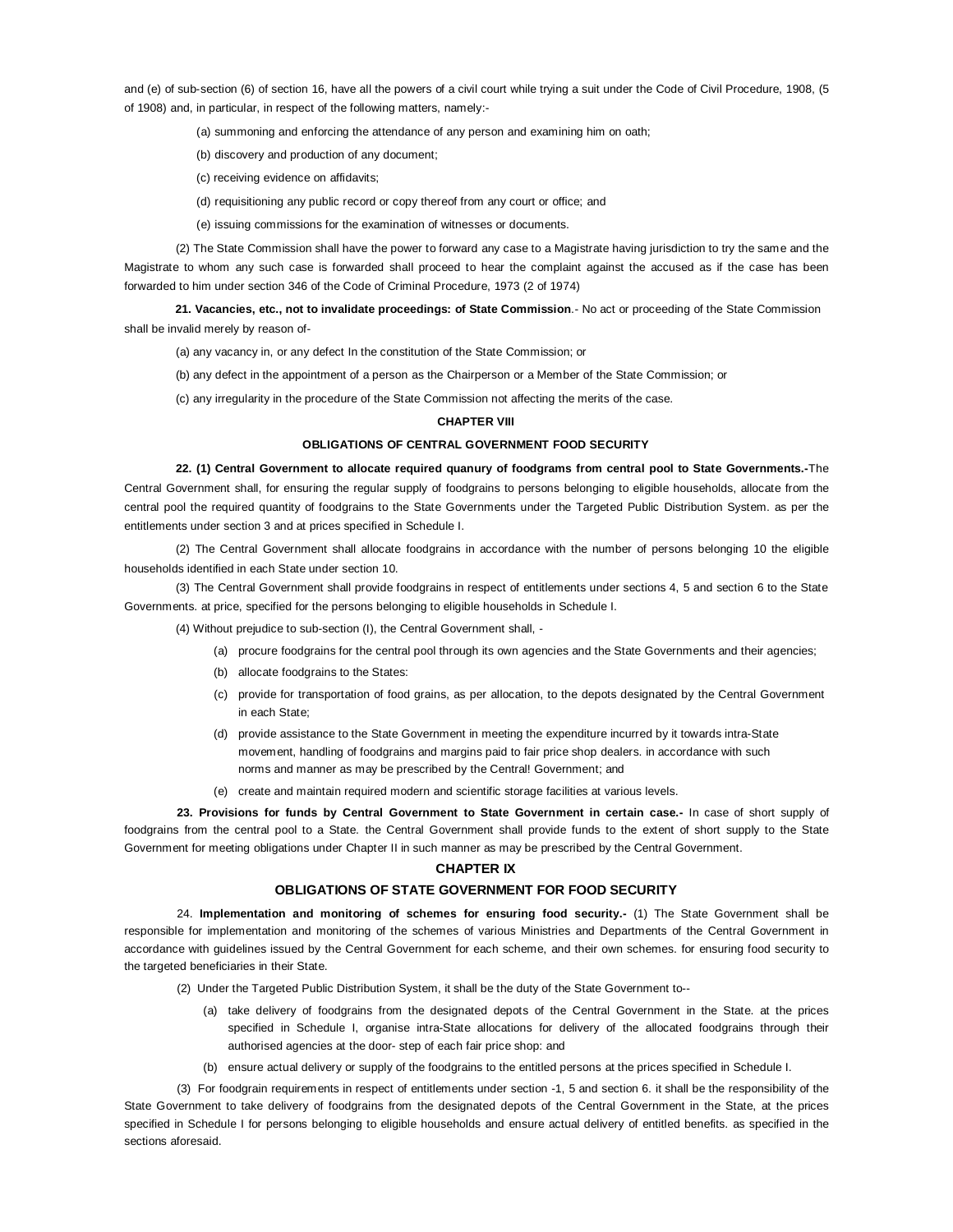and (e) of sub-section (6) of section 16, have all the powers of a civil court while trying a suit under the Code of Civil Procedure, 1908, (5 of 1908) and, in particular, in respect of the following matters, namely:-

(a) summoning and enforcing the attendance of any person and examining him on oath;

(b) discovery and production of any document;

(c) receiving evidence on affidavits;

(d) requisitioning any public record or copy thereof from any court or office; and

(e) issuing commissions for the examination of witnesses or documents.

(2) The State Commission shall have the power to forward any case to a Magistrate having jurisdiction to try the same and the Magistrate to whom any such case is forwarded shall proceed to hear the complaint against the accused as if the case has been forwarded to him under section 346 of the Code of Criminal Procedure, 1973 (2 of 1974)

**21. Vacancies, etc., not to invalidate proceedings: of State Commission**.- No act or proceeding of the State Commission shall be invalid merely by reason of-

(a) any vacancy in, or any defect In the constitution of the State Commission; or

(b) any defect in the appointment of a person as the Chairperson or a Member of the State Commission; or

(c) any irregularity in the procedure of the State Commission not affecting the merits of the case.

**CHAPTER VIII**

**OBLIGATIONS OF CENTRAL GOVERNMENT FOOD SECURITY**

**22. (1) Central Government to allocate required quanury of foodgrams from central pool to State Governments.-**The Central Government shall, for ensuring the regular supply of foodgrains to persons belonging to eligible households, allocate from the central pool the required quantity of foodgrains to the State Governments under the Targeted Public Distribution System. as per the entitlements under section 3 and at prices specified in Schedule I.

(2) The Central Government shall allocate foodgrains in accordance with the number of persons belonging 10 the eligible households identified in each State under section 10.

(3) The Central Government shall provide foodgrains in respect of entitlements under sections 4, 5 and section 6 to the State Governments. at price, specified for the persons belonging to eligible households in Schedule I.

(4) Without prejudice to sub-section (I), the Central Government shall, -

(a) procure foodgrains for the central pool through its own agencies and the State Governments and their agencies;

(b) allocate foodgrains to the States:

(c) provide for transportation of food grains, as per allocation, to the depots designated by the Central Government in each State;

(d) provide assistance to the State Government in meeting the expenditure incurred by it towards intra-State movement, handling of foodgrains and margins paid to fair price shop dealers. in accordance with such norms and manner as may be prescribed by the Central! Government; and

(e) create and maintain required modern and scientific storage facilities at various levels.

**23. Provisions for funds by Central Government to State Government in certain case.-** In case of short supply of foodgrains from the central pool to a State. the Central Government shall provide funds to the extent of short supply to the State Government for meeting obligations under Chapter II in such manner as may be prescribed by the Central Government.

**CHAPTER IX**

**OBLIGATIONS OF STATE GOVERNMENT FOR FOOD SECURITY**

24. **Implementation and monitoring of schemes for ensuring food security.-** (1) The State Government shall be responsible for implementation and monitoring of the schemes of various Ministries and Departments of the Central Government in accordance with guidelines issued by the Central Government for each scheme, and their own schemes. for ensuring food security to the targeted beneficiaries in their State.

(2) Under the Targeted Public Distribution System, it shall be the duty of the State Government to--

(a) take delivery of foodgrains from the designated depots of the Central Government in the State. at the prices specified in Schedule I, organise intra-State allocations for delivery of the allocated foodgrains through their authorised agencies at the door- step of each fair price shop: and

(b) ensure actual delivery or supply of the foodgrains to the entitled persons at the prices specified in Schedule I.

(3) For foodgrain requirements in respect of entitlements under section -1, 5 and section 6. it shall be the responsibility of the State Government to take delivery of foodgrains from the designated depots of the Central Government in the State, at the prices specified in Schedule I for persons belonging to eligible households and ensure actual delivery of entitled benefits. as specified in the sections aforesaid.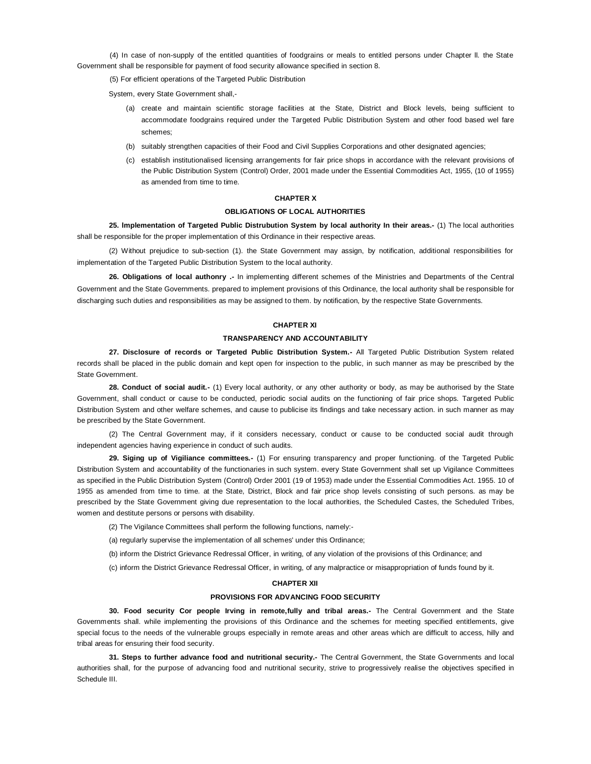(4) In case of non-supply of the entitled quantities of foodgrains or meals to entitled persons under Chapter ll. the State Government shall be responsible for payment of food security allowance specified in section 8.

(5) For efficient operations of the Targeted Public Distribution

System, every State Government shall,-

(a) create and maintain scientific storage facilities at the State, District and Block levels, being sufficient to accommodate foodgrains required under the Targeted Public Distribution System and other food based wel fare schemes;

(b) suitably strengthen capacities of their Food and Civil Supplies Corporations and other designated agencies;

(c) establish institutionalised licensing arrangements for fair price shops in accordance with the relevant provisions of the Public Distribution System (Control) Order, 2001 made under the Essential Commodities Act, 1955, (10 of 1955) as amended from time to time.

## CHAPTER X

## OBLIGATIONS OF LOCAL AUTHORITIES

**25. lmplementation of Targeted Public Distrubution System by local authority In their areas.-** (1) The local authorities shall be responsible for the proper implementation of this Ordinance in their respective areas.

(2) Without prejudice to sub-section (1). the State Government may assign, by notification, additional responsibilities for implementation of the Targeted Public Distribution System to the local authority.

**26. Obligations of local authonry .-** In implementing different schemes of the Ministries and Departments of the Central Government and the State Governments. prepared to implement provisions of this Ordinance, the local authority shall be responsible for discharging such duties and responsibilities as may be assigned to them. by notification, by the respective State Governments.

## CHAPTER XI

## TRANSPARENCY AND ACCOUNTABILITY

**27. Disclosure of records or Targeted Public Distribution System.-** All Targeted Public Distribution System related records shall be placed in the public domain and kept open for inspection to the public, in such manner as may be prescribed by the State Government.

**28. Conduct of social audit.-** (1) Every local authority, or any other authority or body, as may be authorised by the State Government, shall conduct or cause to be conducted, periodic social audits on the functioning of fair price shops. Targeted Public Distribution System and other welfare schemes, and cause to publicise its findings and take necessary action. in such manner as may be prescribed by the State Government.

(2) The Central Government may, if it considers necessary, conduct or cause to be conducted social audit through independent agencies having experience in conduct of such audits.

**29. Siging up of Vigiliance committees.-** (1) For ensuring transparency and proper functioning. of the Targeted Public Distribution System and accountability of the functionaries in such system. every State Government shall set up Vigilance Committees as specified in the Public Distribution System (Control) Order 2001 (19 of 1953) made under the Essential Commodities Act. 1955. 10 of 1955 as amended from time to time. at the State, District, Block and fair price shop levels consisting of such persons. as may be prescribed by the State Government giving due representation to the local authorities, the Scheduled Castes, the Scheduled Tribes, women and destitute persons or persons with disability.

(2) The Vigilance Committees shall perform the following functions, namely:-

(a) regularly supervise the implementation of all schemes' under this Ordinance;

(b) inform the District Grievance Redressal Officer, in writing, of any violation of the provisions of this Ordinance; and

(c) inform the District Grievance Redressal Officer, in writing, of any malpractice or misappropriation of funds found by it.

## CHAPTER XII

## PROVISIONS FOR ADVANCING FOOD SECURITY

**30. Food security Cor people Irving in remote,fully and tribal areas.-** The Central Government and the State Governments shall. while implementing the provisions of this Ordinance and the schemes for meeting specified entitlements, give special focus to the needs of the vulnerable groups especially in remote areas and other areas which are difficult to access, hilly and tribal areas for ensuring their food security.

**31. Steps to further advance food and nutritional security.-** The Central Government, the State Governments and local authorities shall, for the purpose of advancing food and nutritional security, strive to progressively realise the objectives specified in Schedule III.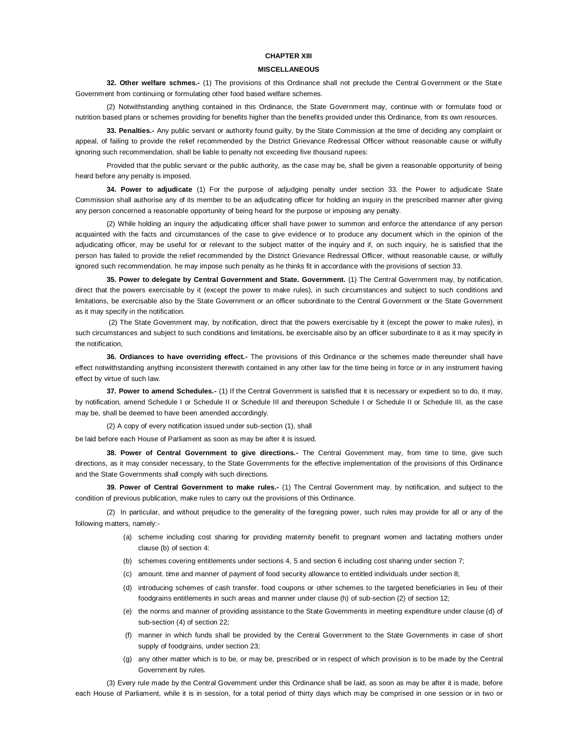## CHAPTER XIII

## MISCELLANEOUS

**32. Other welfare schmes.-** (1) The provisions of this Ordinance shall not preclude the Central Government or the State Government from continuing or formulating other food based welfare schemes.

(2) Notwithstanding anything contained in this Ordinance, the State Government may, continue with or formulate food or nutrition based plans or schemes providing for benefits higher than the benefits provided under this Ordinance, from its own resources.

**33. Penalties.-** Any public servant or authority found guilty, by the State Commission at the time of deciding any complaint or appeal, of failing to provide the relief recommended by the District Grievance Redressal Officer without reasonable cause or wilfully ignoring such recommendation, shall be liable to penalty not exceeding five thousand rupees:

Provided that the public servant or the public authority, as the case may be, shall be given a reasonable opportunity of being heard before any penalty is imposed.

**34. Power to adjudicate** (1) For the purpose of adjudging penalty under section 33. the Power to adjudicate State Commission shall authorise any of its member to be an adjudicating officer for holding an inquiry in the prescribed manner after giving any person concerned a reasonable opportunity of being heard for the purpose or imposing any penalty.

(2) While holding an inquiry the adjudicating officer shall have power to summon and enforce the attendance of any person acquainted with the facts and circumstances of the case to give evidence or to produce any document which in the opinion of the adjudicating officer, may be useful for or relevant to the subject matter of the inquiry and if, on such inquiry, he is satisfied that the person has failed to provide the relief recommended by the District Grievance Redressal Officer, without reasonable cause, or wilfully ignored such recommendation. he may impose such penalty as he thinks fit in accordance with the provisions of section 33.

**35. Power to delegate by Central Government and State. Government.** (1) The Central Government may, by notification, direct that the powers exercisable by it (except the power to make rules), in such circumstances and subject to such conditions and limitations, be exercisable also by the State Government or an officer subordinate to the Central Government or the State Government as it may specify in the notification.

(2) The State Govemment may, by notification, direct that the powers exercisable by it (except the power to make rules), in such circumstances and subject to such conditions and limitations, be exercisable also by an officer subordinate to it as it may specify in the notification,

**36. Ordiances to have overriding effect.-** The provisions of this Ordinance or the schemes made thereunder shall have effect notwithstanding anything inconsistent therewith contained in any other law for the time being in force or in any instrument having effect by virtue of such law.

**37. Power to amend Schedules.-** (1) If the Central Government is satisfied that it is necessary or expedient so to do, it may, by notification, amend Schedule I or Schedule II or Schedule III and thereupon Schedule I or Schedule II or Schedule III, as the case may be, shall be deemed to have been amended accordingly.

(2) A copy of every notification issued under sub-section (1), shall be laid before each House of Parliament as soon as may be after it is issued.

**38. Power of Central Government to give directions.-** The Central Government may, from time to time, give such directions, as it may consider necessary, to the State Governments for the effective implementation of the provisions of this Ordinance and the State Governments shall comply with such directions.

**39. Power of Central Government to make rules.-** (1) The Central Government may. by notification, and subject to the condition of previous publication, make rules to carry out the provisions of this Ordinance.

(2) In particular, and without prejudice to the generality of the foregoing power, such rules may provide for all or any of the following matters, namely:-

(a) scheme including cost sharing for providing maternity benefit to pregnant women and lactating mothers under clause (b) of section 4:

(b) schemes covering entitlements under sections 4, 5 and section 6 including cost sharing under section 7;

(c) amount. time and manner of payment of food security allowance to entitled individuals under section 8;

(d) introducing schemes of cash transfer. food coupons or other schemes to the targeted beneficiaries in lieu of their foodgrains entitlements in such areas and manner under clause (h) of sub-section (2) of section 12;

(e) the norms and manner of providing assistance to the State Governments in meeting expenditure under clause (d) of sub-section (4) of section 22;

(f) manner in which funds shall be provided by the Central Government to the State Governments in case of short supply of foodgrains, under section 23;

(g) any other matter which is to be, or may be, prescribed or in respect of which provision is to be made by the Central Government by rules.

(3) Every rule made by the Central Govemment under this Ordinance shall be laid, as soon as may be after it is made, before each House of Parliament, while it is in session, for a total period of thirty days which may be comprised in one session or in two or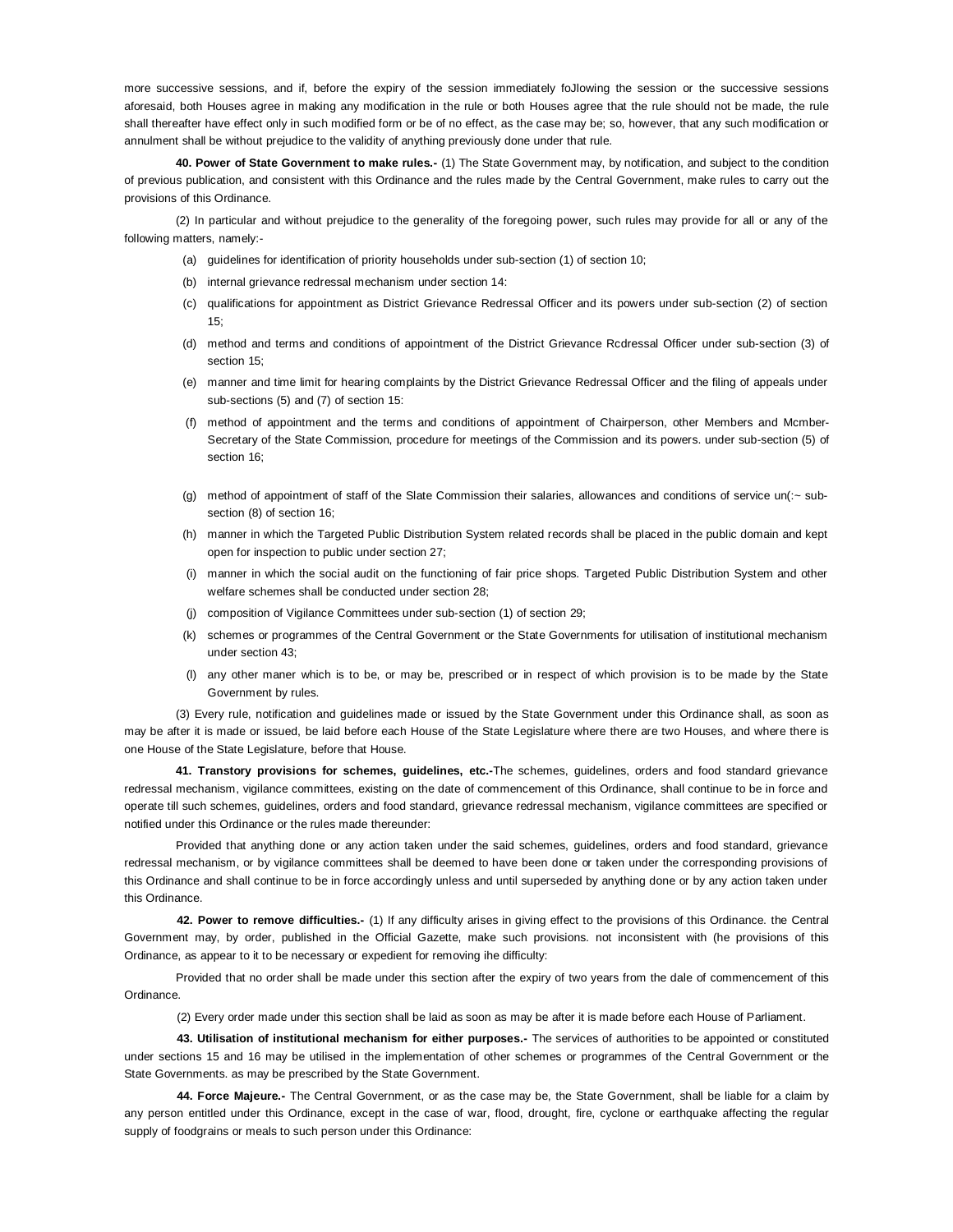more successive sessions, and if, before the expiry of the session immediately foJlowing the session or the successive sessions aforesaid, both Houses agree in making any modification in the rule or both Houses agree that the rule should not be made, the rule shall thereafter have effect only in such modified form or be of no effect, as the case may be; so, however, that any such modification or annulment shall be without prejudice to the validity of anything previously done under that rule.

**40. Power of State Government to make rules.-** (1) The State Government may, by notification, and subject to the condition of previous publication, and consistent with this Ordinance and the rules made by the Central Government, make rules to carry out the provisions of this Ordinance.

(2) In particular and without prejudice to the generality of the foregoing power, such rules may provide for all or any of the following matters, namely:-

(a) guidelines for identification of priority households under sub-section (1) of section 10;

(b) internal grievance redressal mechanism under section 14:

(c) qualifications for appointment as District Grievance Redressal Officer and its powers under sub-section (2) of section 15;

(d) method and terms and conditions of appointment of the District Grievance Rcdressal Officer under sub-section (3) of section 15;

(e) manner and time limit for hearing complaints by the District Grievance Redressal Officer and the filing of appeals under sub-sections (5) and (7) of section 15:

(f) method of appointment and the terms and conditions of appointment of Chairperson, other Members and Mcmber-Secretary of the State Commission, procedure for meetings of the Commission and its powers. under sub-section (5) of section 16;

(g) method of appointment of staff of the Slate Commission their salaries, allowances and conditions of service un(:~ sub-section (8) of section 16;

(h) manner in which the Targeted Public Distribution System related records shall be placed in the public domain and kept open for inspection to public under section 27;

(i) manner in which the social audit on the functioning of fair price shops. Targeted Public Distribution System and other welfare schemes shall be conducted under section 28;

(j) composition of Vigilance Committees under sub-section (1) of section 29;

(k) schemes or programmes of the Central Government or the State Governments for utilisation of institutional mechanism under section 43;

(l) any other maner which is to be, or may be, prescribed or in respect of which provision is to be made by the State Government by rules.

(3) Every rule, notification and guidelines made or issued by the State Government under this Ordinance shall, as soon as may be after it is made or issued, be laid before each House of the State Legislature where there are two Houses, and where there is one House of the State Legislature, before that House.

**41. Transtory provisions for schemes, guidelines, etc.-**The schemes, guidelines, orders and food standard grievance redressal mechanism, vigilance committees, existing on the date of commencement of this Ordinance, shall continue to be in force and operate till such schemes, guidelines, orders and food standard, grievance redressal mechanism, vigilance committees are specified or notified under this Ordinance or the rules made thereunder:

Provided that anything done or any action taken under the said schemes, guidelines, orders and food standard, grievance redressal mechanism, or by vigilance committees shall be deemed to have been done or taken under the corresponding provisions of this Ordinance and shall continue to be in force accordingly unless and until superseded by anything done or by any action taken under this Ordinance.

**42. Power to remove difficulties.-** (1) If any difficulty arises in giving effect to the provisions of this Ordinance. the Central Government may, by order, published in the Official Gazette, make such provisions. not inconsistent with (he provisions of this Ordinance, as appear to it to be necessary or expedient for removing ihe difficulty:

Provided that no order shall be made under this section after the expiry of two years from the dale of commencement of this Ordinance.

(2) Every order made under this section shall be laid as soon as may be after it is made before each House of Parliament.

**43. Utilisation of institutional mechanism for either purposes.-** The services of authorities to be appointed or constituted under sections 15 and 16 may be utilised in the implementation of other schemes or programmes of the Central Government or the State Governments. as may be prescribed by the State Government.

**44. Force Majeure.-** The Central Government, or as the case may be, the State Government, shall be liable for a claim by any person entitled under this Ordinance, except in the case of war, flood, drought, fire, cyclone or earthquake affecting the regular supply of foodgrains or meals to such person under this Ordinance: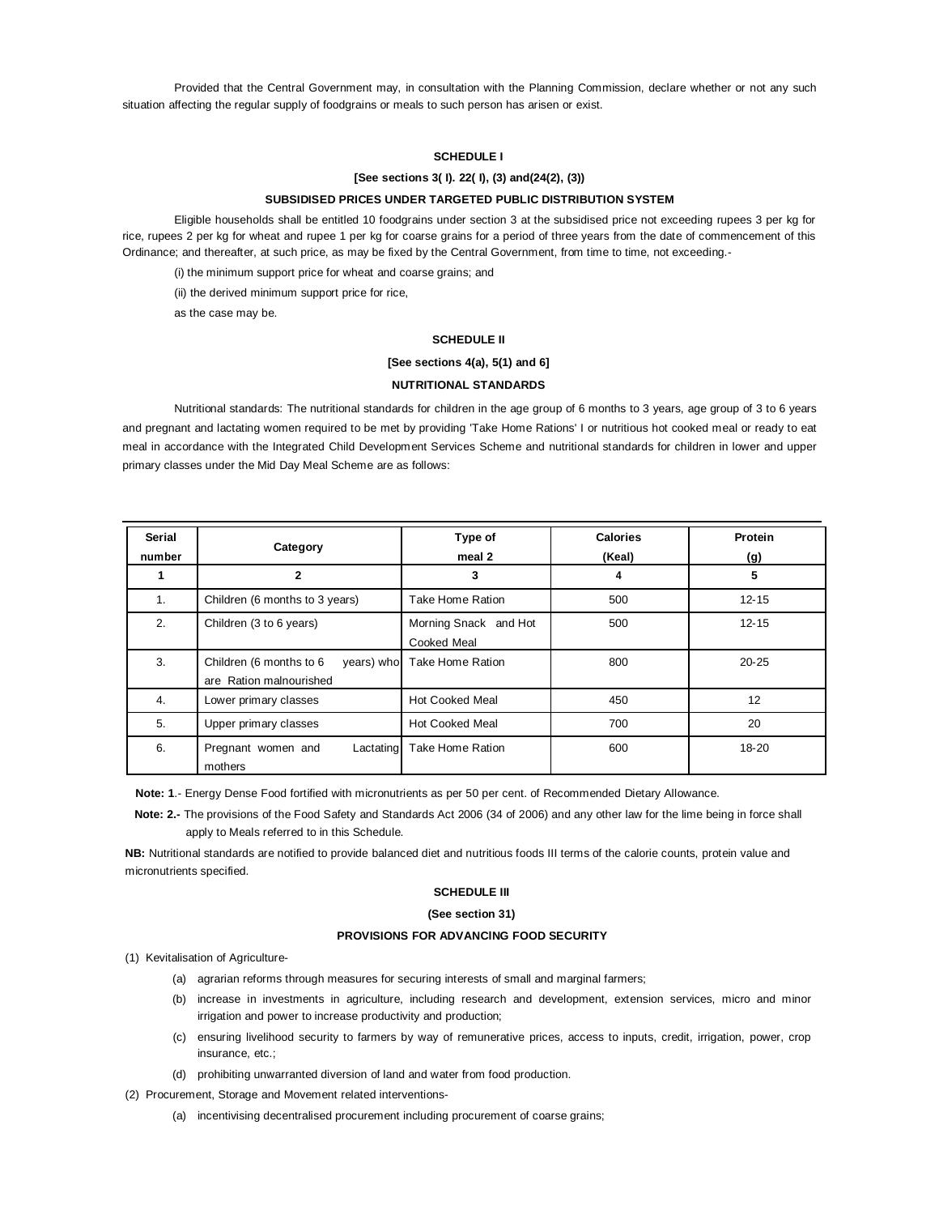Provided that the Central Government may, in consultation with the Planning Commission, declare whether or not any such situation affecting the regular supply of foodgrains or meals to such person has arisen or exist.

## SCHEDULE I

**[See sections 3( I). 22( I), (3) and(24(2), (3))**

**SUBSIDISED PRICES UNDER TARGETED PUBLIC DISTRIBUTION SYSTEM**

Eligible households shall be entitled 10 foodgrains under section 3 at the subsidised price not exceeding rupees 3 per kg for rice, rupees 2 per kg for wheat and rupee 1 per kg for coarse grains for a period of three years from the date of commencement of this Ordinance; and thereafter, at such price, as may be fixed by the Central Government, from time to time, not exceeding.-

(i) the minimum support price for wheat and coarse grains; and

(ii) the derived minimum support price for rice,

as the case may be.

## SCHEDULE II

**[See sections 4(a), 5(1) and 6]**

**NUTRITIONAL STANDARDS**

Nutritional standards: The nutritional standards for children in the age group of 6 months to 3 years, age group of 3 to 6 years and pregnant and lactating women required to be met by providing 'Take Home Rations' I or nutritious hot cooked meal or ready to eat meal in accordance with the Integrated Child Development Services Scheme and nutritional standards for children in lower and upper primary classes under the Mid Day Meal Scheme are as follows:

| Serial number | Category | Type of meal 2 | Calories (Keal) | Protein (g) |
|---|---|---|---|---|
| 1 | 2 | 3 | 4 | 5 |
| 1. | Children (6 months to 3 years) | Take Home Ration | 500 | 12-15 |
| 2. | Children (3 to 6 years) | Morning Snack and Hot Cooked Meal | 500 | 12-15 |
| 3. | Children (6 months to 6 years) who are Ration malnourished | Take Home Ration | 800 | 20-25 |
| 4. | Lower primary classes | Hot Cooked Meal | 450 | 12 |
| 5. | Upper primary classes | Hot Cooked Meal | 700 | 20 |
| 6. | Pregnant women and Lactating mothers | Take Home Ration | 600 | 18-20 |

**Note: 1**.- Energy Dense Food fortified with micronutrients as per 50 per cent. of Recommended Dietary Allowance.

**Note: 2.-** The provisions of the Food Safety and Standards Act 2006 (34 of 2006) and any other law for the lime being in force shall apply to Meals referred to in this Schedule.

**NB:** Nutritional standards are notified to provide balanced diet and nutritious foods III terms of the calorie counts, protein value and micronutrients specified.

## SCHEDULE III

**(See section 31)**

**PROVISIONS FOR ADVANCING FOOD SECURITY**

(1) Kevitalisation of Agriculture-

(a) agrarian reforms through measures for securing interests of small and marginal farmers;

(b) increase in investments in agriculture, including research and development, extension services, micro and minor irrigation and power to increase productivity and production;

(c) ensuring livelihood security to farmers by way of remunerative prices, access to inputs, credit, irrigation, power, crop insurance, etc.;

(d) prohibiting unwarranted diversion of land and water from food production.

(2) Procurement, Storage and Movement related interventions-

(a) incentivising decentralised procurement including procurement of coarse grains;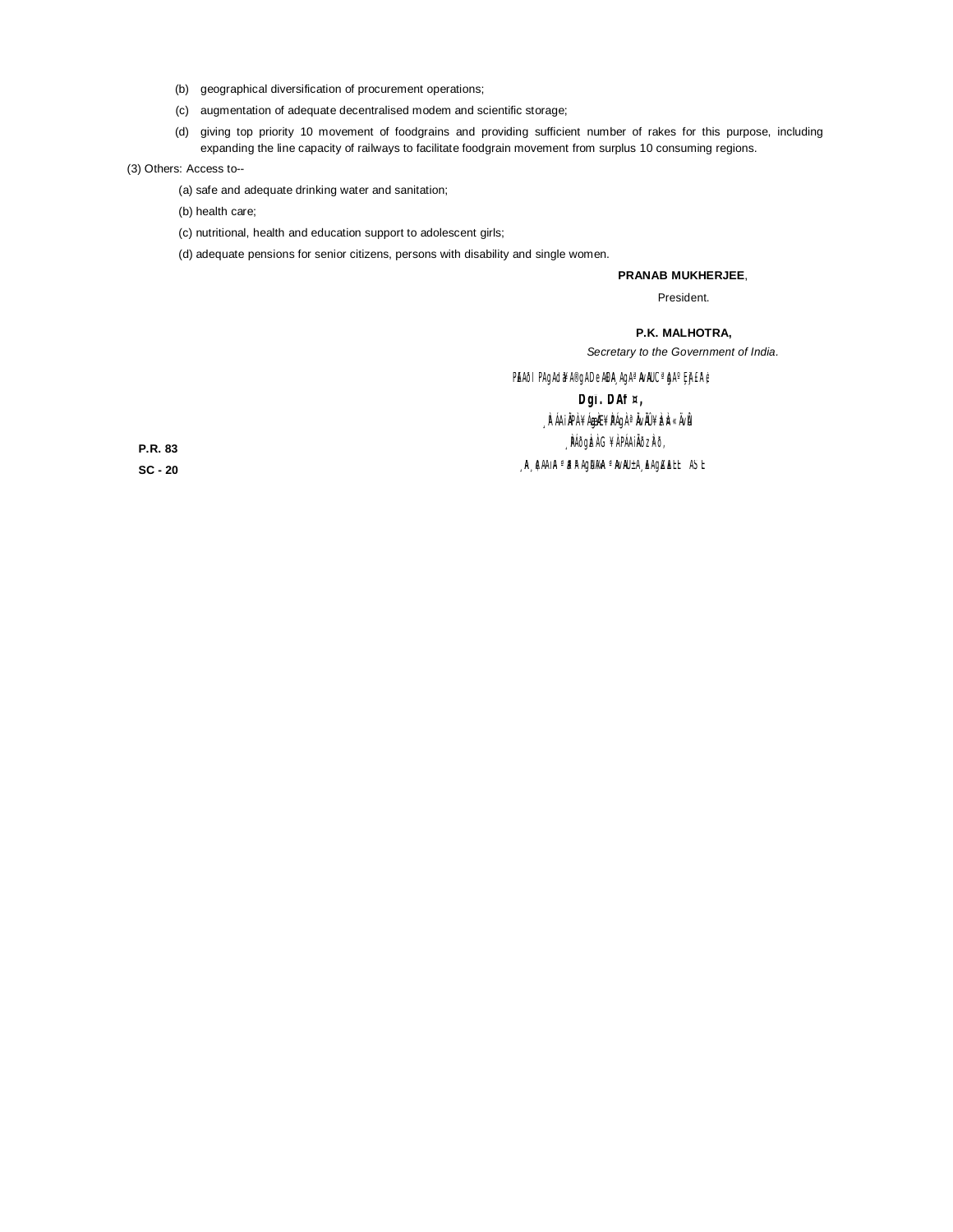(b) geographical diversification of procurement operations;

(c) augmentation of adequate decentralised modem and scientific storage;

(d) giving top priority 10 movement of foodgrains and providing sufficient number of rakes for this purpose, including expanding the line capacity of railways to facilitate foodgrain movement from surplus 10 consuming regions.

(3) Others: Access to--

(a) safe and adequate drinking water and sanitation;

(b) health care;

(c) nutritional, health and education support to adolescent girls;

(d) adequate pensions for senior citizens, persons with disability and single women.

**PRANAB MUKHERJEE**,

President.

**P.K. MALHOTRA,**

*Secretary to the Government of India.*

PÀ£ÁðlPÀ gÁdå¥ÀvÀæzÀ «±ÉõÀ ¸ÀAaPÉAiÀÄ£ÀÄß ¸ÀPÁðgÀzÀ ªÀÄÄzÀæuÁ®AiÀÄ

**Dgï. DAf¤,**

¸ÀAPÀ®£ÀPÁgÀgÀÄ, PÀ£ÁðlPÀ gÁdå¥ÀvÀæ

¸ÀPÁðgÀzÀ G¥À PÁAiÀÄðzÀ²ð,

¸ÀA¸À¢ÃAiÀÄ ªÀåªÀºÁgÀUÀ¼ÀÄ ªÀÄvÀÄÛ ±Á¸À£À gÀZÀ£É E¯ÁSÉ

**P.R. 83**

**SC - 20**